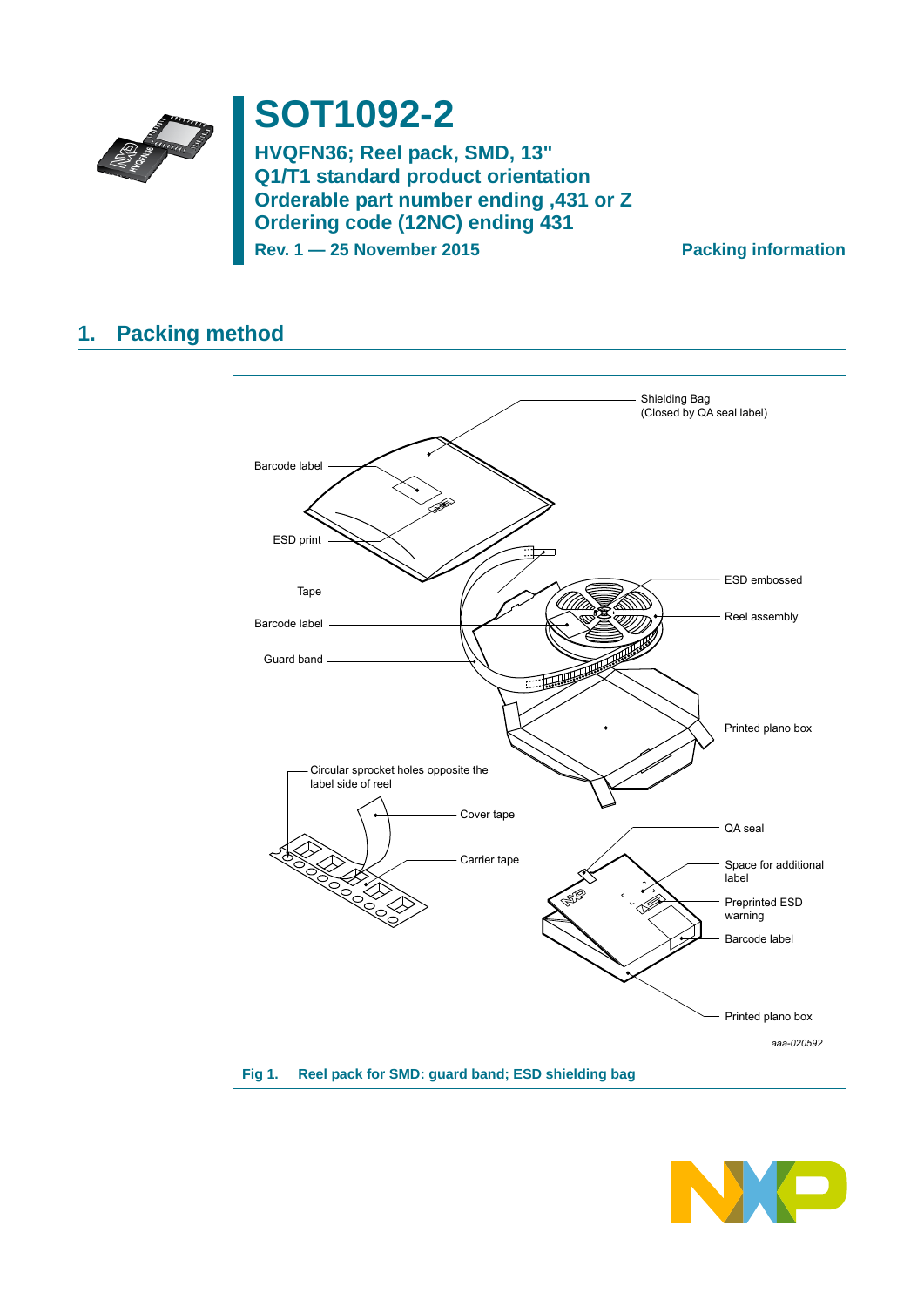# SOT1092-2

## HVQFN36; Reel pack, SMD, 13"
## Q1/T1 standard product orientation
## Orderable part number ending ,431 or Z
## Ordering code (12NC) ending 431

Rev. 1 — 25 November 2015 | Packing information

## 1. Packing method

Shielding Bag (Closed by QA seal label)

Barcode label

ESD print

Tape

Barcode label

Guard band

ESD embossed

Reel assembly

Printed plano box

Circular sprocket holes opposite the label side of reel

Cover tape

Carrier tape

QA seal

Space for additional label

Preprinted ESD warning

Barcode label

Printed plano box

aaa-020592

**Fig 1. Reel pack for SMD: guard band; ESD shielding bag**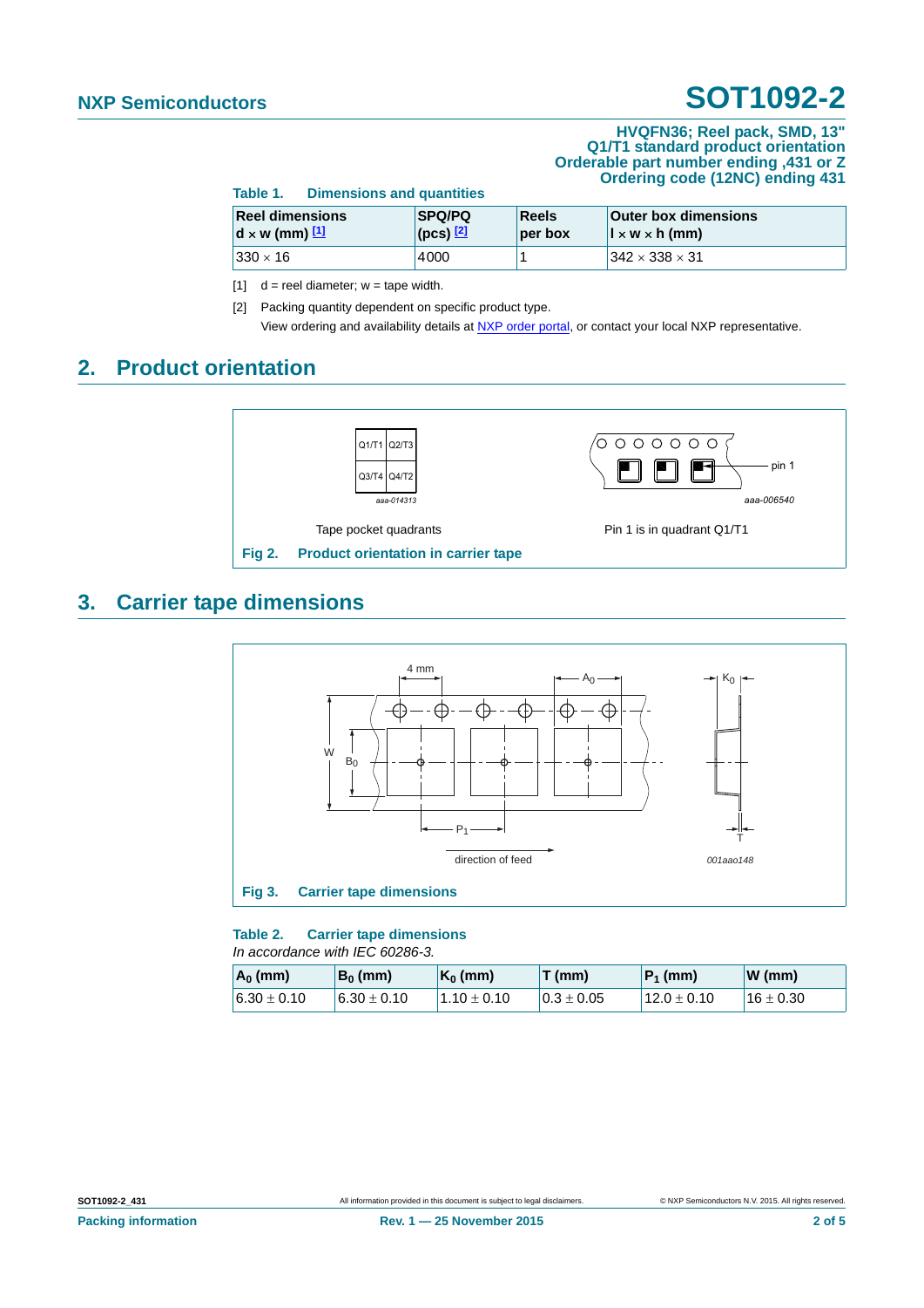**Table 1. Dimensions and quantities**

| Reel dimensions d × w (mm) [1] | SPQ/PQ (pcs) [2] | Reels per box | Outer box dimensions l × w × h (mm) |
|---|---|---|---|
| 330 × 16 | 4000 | 1 | 342 × 338 × 31 |

[1] d = reel diameter; w = tape width.

[2] Packing quantity dependent on specific product type.
View ordering and availability details at NXP order portal, or contact your local NXP representative.

## 2. Product orientation

Tape pocket quadrants

Pin 1 is in quadrant Q1/T1

**Fig 2. Product orientation in carrier tape**

## 3. Carrier tape dimensions

**Fig 3. Carrier tape dimensions**

**Table 2. Carrier tape dimensions**

*In accordance with IEC 60286-3.*

| $A_0$ (mm) | $B_0$ (mm) | $K_0$ (mm) | T (mm) | $P_1$ (mm) | W (mm) |
|---|---|---|---|---|---|
| 6.30 ± 0.10 | 6.30 ± 0.10 | 1.10 ± 0.10 | 0.3 ± 0.05 | 12.0 ± 0.10 | 16 ± 0.30 |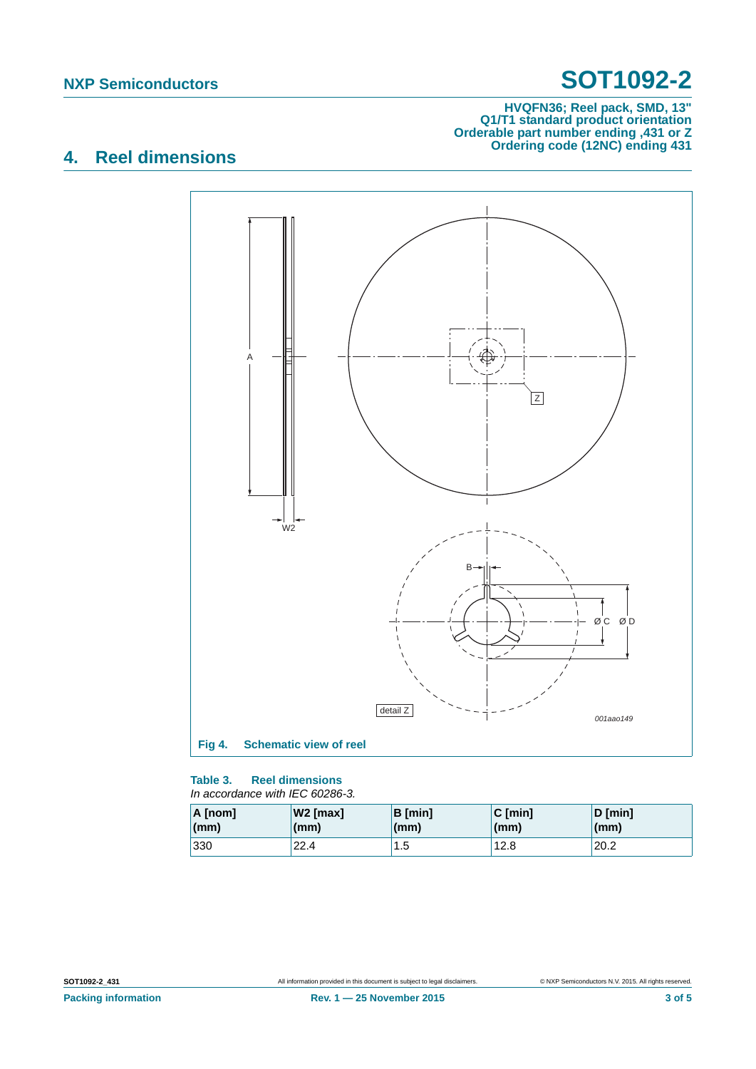## 4. Reel dimensions

Fig 4. Schematic view of reel

**Table 3. Reel dimensions**

*In accordance with IEC 60286-3.*

| A [nom] (mm) | W2 [max] (mm) | B [min] (mm) | C [min] (mm) | D [min] (mm) |
|---|---|---|---|---|
| 330 | 22.4 | 1.5 | 12.8 | 20.2 |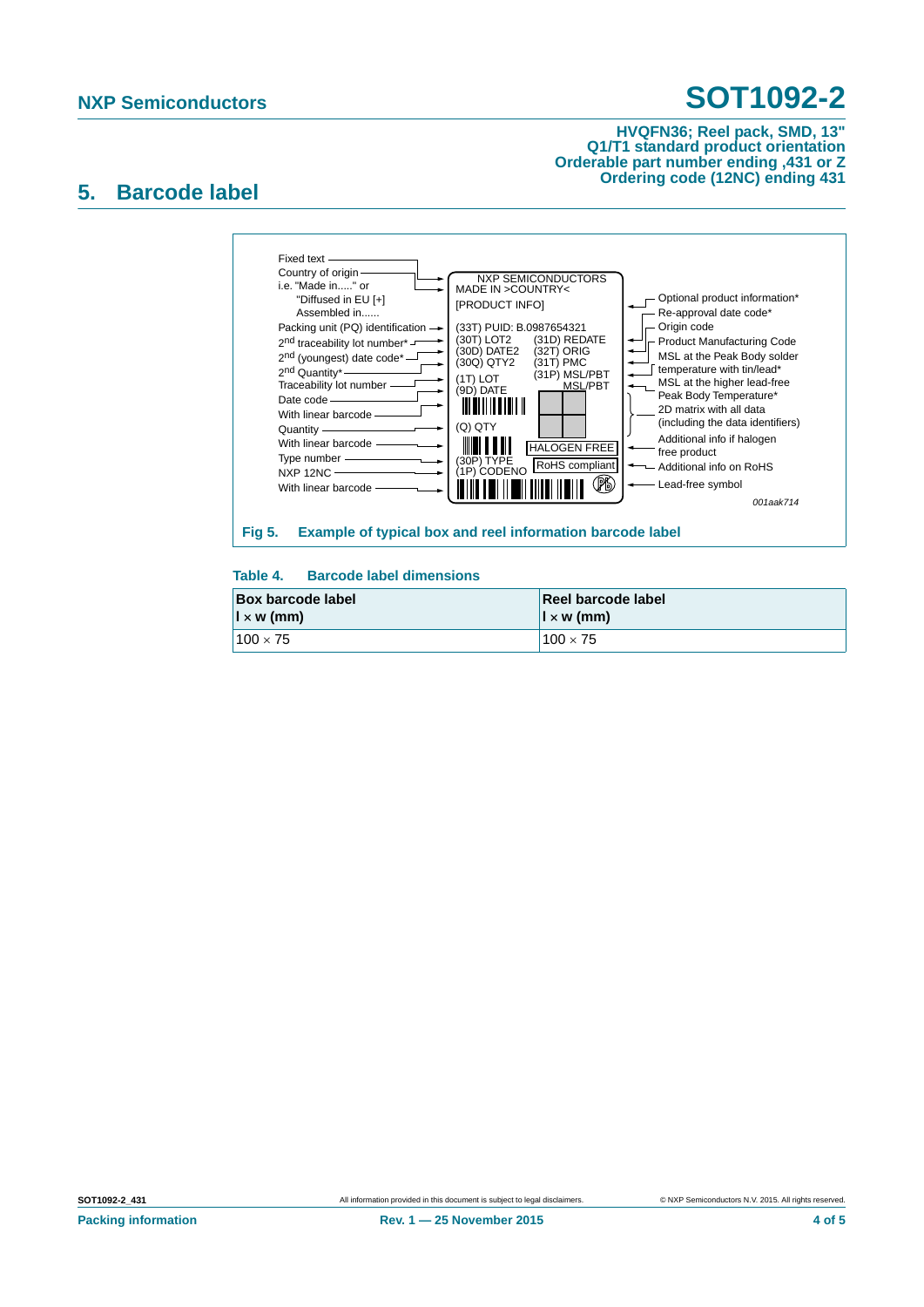## 5. Barcode label

Fixed text
Country of origin
i.e. "Made in....." or
"Diffused in EU [+]
Assembled in......
Packing unit (PQ) identification
2nd traceability lot number*
2nd (youngest) date code*
2nd Quantity*
Traceability lot number
Date code
With linear barcode
Quantity
With linear barcode
Type number
NXP 12NC
With linear barcode

NXP SEMICONDUCTORS
MADE IN >COUNTRY<
[PRODUCT INFO]
(33T) PUID: B.0987654321
(30T) LOT2 (31D) REDATE
(30D) DATE2 (32T) ORIG
(30Q) QTY2 (31T) PMC
(1T) LOT (31P) MSL/PBT
(9D) DATE MSL/PBT
(Q) QTY
HALOGEN FREE
(30P) TYPE
(1P) CODENO
RoHS compliant

Optional product information*
Re-approval date code*
Origin code
Product Manufacturing Code
MSL at the Peak Body solder temperature with tin/lead*
MSL at the higher lead-free Peak Body Temperature*
2D matrix with all data (including the data identifiers)
Additional info if halogen free product
Additional info on RoHS
Lead-free symbol

001aak714

**Fig 5. Example of typical box and reel information barcode label**

**Table 4. Barcode label dimensions**

| Box barcode label l × w (mm) | Reel barcode label l × w (mm) |
|---|---|
| 100 × 75 | 100 × 75 |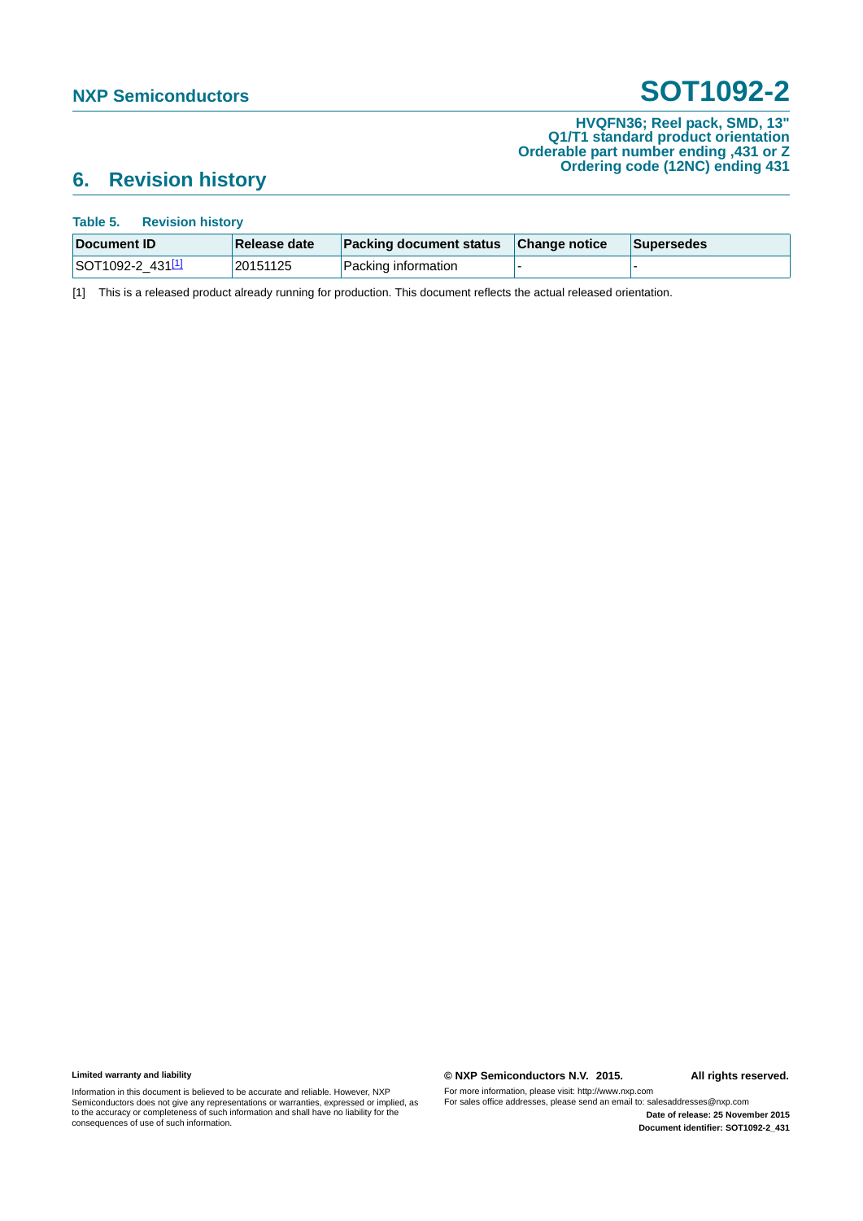## 6. Revision history

**Table 5. Revision history**

| Document ID | Release date | Packing document status | Change notice | Supersedes |
|---|---|---|---|---|
| SOT1092-2_431[1] | 20151125 | Packing information | - | - |

[1] This is a released product already running for production. This document reflects the actual released orientation.

**Limited warranty and liability**

Information in this document is believed to be accurate and reliable. However, NXP Semiconductors does not give any representations or warranties, expressed or implied, as to the accuracy or completeness of such information and shall have no liability for the consequences of use of such information.

**© NXP Semiconductors N.V. 2015. All rights reserved.**

For more information, please visit: http://www.nxp.com
For sales office addresses, please send an email to: salesaddresses@nxp.com

**Date of release: 25 November 2015**
**Document identifier: SOT1092-2_431**